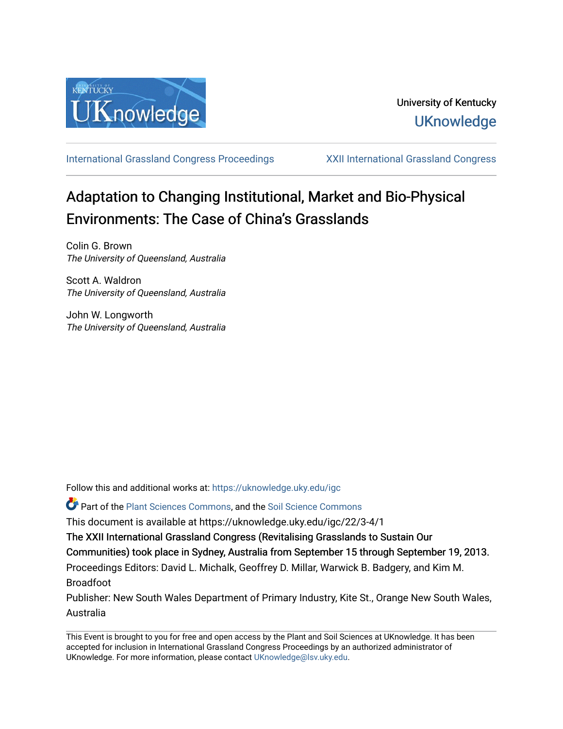University of Kentucky

UKnowledge

International Grassland Congress Proceedings | XXII International Grassland Congress

# Adaptation to Changing Institutional, Market and Bio-Physical Environments: The Case of China's Grasslands

Colin G. Brown
*The University of Queensland, Australia*

Scott A. Waldron
*The University of Queensland, Australia*

John W. Longworth
*The University of Queensland, Australia*

Follow this and additional works at: https://uknowledge.uky.edu/igc

Part of the Plant Sciences Commons, and the Soil Science Commons

This document is available at https://uknowledge.uky.edu/igc/22/3-4/1

The XXII International Grassland Congress (Revitalising Grasslands to Sustain Our Communities) took place in Sydney, Australia from September 15 through September 19, 2013.

Proceedings Editors: David L. Michalk, Geoffrey D. Millar, Warwick B. Badgery, and Kim M. Broadfoot

Publisher: New South Wales Department of Primary Industry, Kite St., Orange New South Wales, Australia

This Event is brought to you for free and open access by the Plant and Soil Sciences at UKnowledge. It has been accepted for inclusion in International Grassland Congress Proceedings by an authorized administrator of UKnowledge. For more information, please contact UKnowledge@lsv.uky.edu.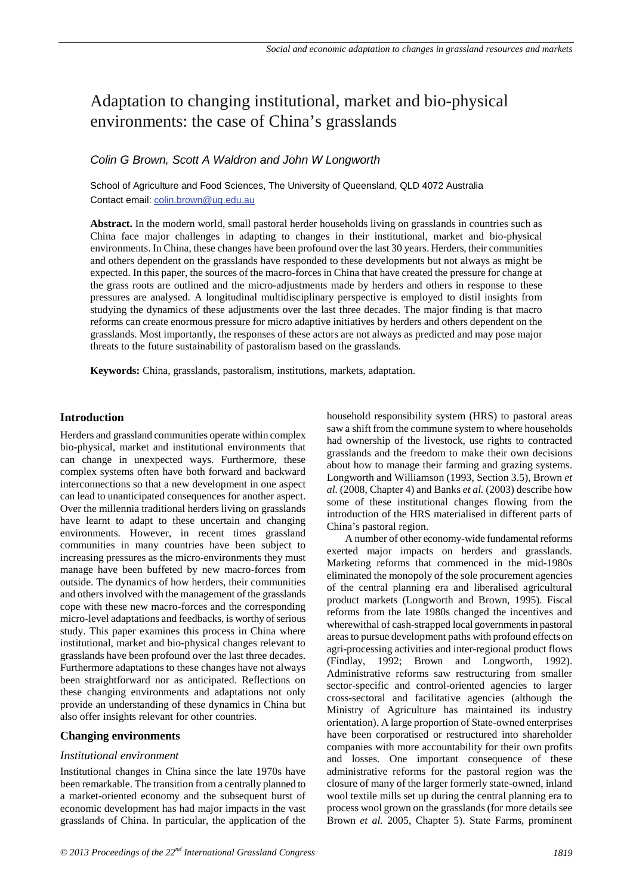# Adaptation to changing institutional, market and bio-physical environments: the case of China's grasslands

*Colin G Brown, Scott A Waldron and John W Longworth*

School of Agriculture and Food Sciences, The University of Queensland, QLD 4072 Australia
Contact email: colin.brown@uq.edu.au

**Abstract.** In the modern world, small pastoral herder households living on grasslands in countries such as China face major challenges in adapting to changes in their institutional, market and bio-physical environments. In China, these changes have been profound over the last 30 years. Herders, their communities and others dependent on the grasslands have responded to these developments but not always as might be expected. In this paper, the sources of the macro-forces in China that have created the pressure for change at the grass roots are outlined and the micro-adjustments made by herders and others in response to these pressures are analysed. A longitudinal multidisciplinary perspective is employed to distil insights from studying the dynamics of these adjustments over the last three decades. The major finding is that macro reforms can create enormous pressure for micro adaptive initiatives by herders and others dependent on the grasslands. Most importantly, the responses of these actors are not always as predicted and may pose major threats to the future sustainability of pastoralism based on the grasslands.

**Keywords:** China, grasslands, pastoralism, institutions, markets, adaptation.

## Introduction

Herders and grassland communities operate within complex bio-physical, market and institutional environments that can change in unexpected ways. Furthermore, these complex systems often have both forward and backward interconnections so that a new development in one aspect can lead to unanticipated consequences for another aspect. Over the millennia traditional herders living on grasslands have learnt to adapt to these uncertain and changing environments. However, in recent times grassland communities in many countries have been subject to increasing pressures as the micro-environments they must manage have been buffeted by new macro-forces from outside. The dynamics of how herders, their communities and others involved with the management of the grasslands cope with these new macro-forces and the corresponding micro-level adaptations and feedbacks, is worthy of serious study. This paper examines this process in China where institutional, market and bio-physical changes relevant to grasslands have been profound over the last three decades. Furthermore adaptations to these changes have not always been straightforward nor as anticipated. Reflections on these changing environments and adaptations not only provide an understanding of these dynamics in China but also offer insights relevant for other countries.

## Changing environments

### Institutional environment

Institutional changes in China since the late 1970s have been remarkable. The transition from a centrally planned to a market-oriented economy and the subsequent burst of economic development has had major impacts in the vast grasslands of China. In particular, the application of the household responsibility system (HRS) to pastoral areas saw a shift from the commune system to where households had ownership of the livestock, use rights to contracted grasslands and the freedom to make their own decisions about how to manage their farming and grazing systems. Longworth and Williamson (1993, Section 3.5), Brown *et al.* (2008, Chapter 4) and Banks *et al.* (2003) describe how some of these institutional changes flowing from the introduction of the HRS materialised in different parts of China's pastoral region.

A number of other economy-wide fundamental reforms exerted major impacts on herders and grasslands. Marketing reforms that commenced in the mid-1980s eliminated the monopoly of the sole procurement agencies of the central planning era and liberalised agricultural product markets (Longworth and Brown, 1995). Fiscal reforms from the late 1980s changed the incentives and wherewithal of cash-strapped local governments in pastoral areas to pursue development paths with profound effects on agri-processing activities and inter-regional product flows (Findlay, 1992; Brown and Longworth, 1992). Administrative reforms saw restructuring from smaller sector-specific and control-oriented agencies to larger cross-sectoral and facilitative agencies (although the Ministry of Agriculture has maintained its industry orientation). A large proportion of State-owned enterprises have been corporatised or restructured into shareholder companies with more accountability for their own profits and losses. One important consequence of these administrative reforms for the pastoral region was the closure of many of the larger formerly state-owned, inland wool textile mills set up during the central planning era to process wool grown on the grasslands (for more details see Brown *et al.* 2005, Chapter 5). State Farms, prominent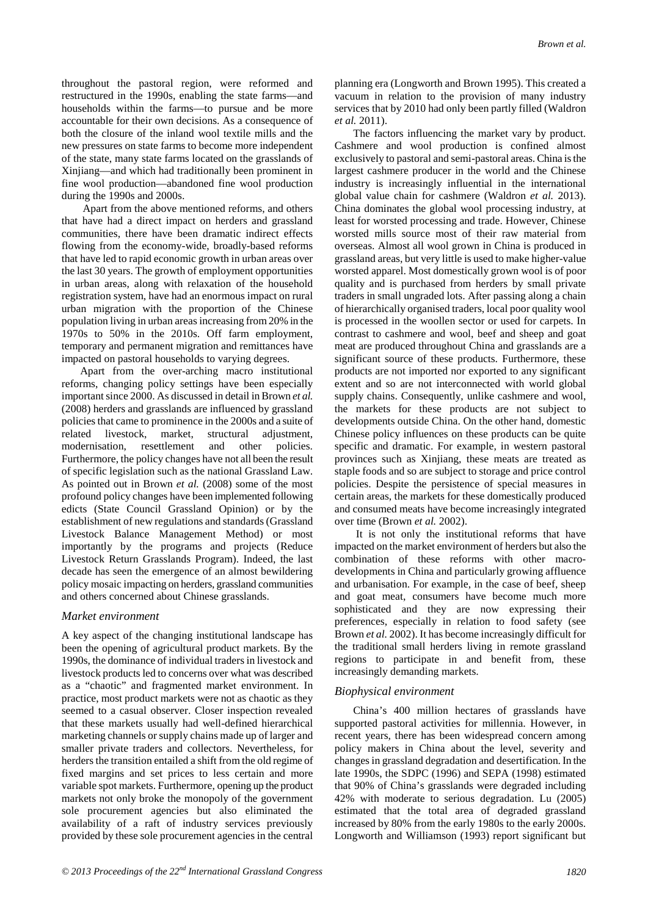throughout the pastoral region, were reformed and restructured in the 1990s, enabling the state farms—and households within the farms—to pursue and be more accountable for their own decisions. As a consequence of both the closure of the inland wool textile mills and the new pressures on state farms to become more independent of the state, many state farms located on the grasslands of Xinjiang—and which had traditionally been prominent in fine wool production—abandoned fine wool production during the 1990s and 2000s.

Apart from the above mentioned reforms, and others that have had a direct impact on herders and grassland communities, there have been dramatic indirect effects flowing from the economy-wide, broadly-based reforms that have led to rapid economic growth in urban areas over the last 30 years. The growth of employment opportunities in urban areas, along with relaxation of the household registration system, have had an enormous impact on rural urban migration with the proportion of the Chinese population living in urban areas increasing from 20% in the 1970s to 50% in the 2010s. Off farm employment, temporary and permanent migration and remittances have impacted on pastoral households to varying degrees.

Apart from the over-arching macro institutional reforms, changing policy settings have been especially important since 2000. As discussed in detail in Brown *et al.* (2008) herders and grasslands are influenced by grassland policies that came to prominence in the 2000s and a suite of related livestock, market, structural adjustment, modernisation, resettlement and other policies. Furthermore, the policy changes have not all been the result of specific legislation such as the national Grassland Law. As pointed out in Brown *et al.* (2008) some of the most profound policy changes have been implemented following edicts (State Council Grassland Opinion) or by the establishment of new regulations and standards (Grassland Livestock Balance Management Method) or most importantly by the programs and projects (Reduce Livestock Return Grasslands Program). Indeed, the last decade has seen the emergence of an almost bewildering policy mosaic impacting on herders, grassland communities and others concerned about Chinese grasslands.

### *Market environment*

A key aspect of the changing institutional landscape has been the opening of agricultural product markets. By the 1990s, the dominance of individual traders in livestock and livestock products led to concerns over what was described as a "chaotic" and fragmented market environment. In practice, most product markets were not as chaotic as they seemed to a casual observer. Closer inspection revealed that these markets usually had well-defined hierarchical marketing channels or supply chains made up of larger and smaller private traders and collectors. Nevertheless, for herders the transition entailed a shift from the old regime of fixed margins and set prices to less certain and more variable spot markets. Furthermore, opening up the product markets not only broke the monopoly of the government sole procurement agencies but also eliminated the availability of a raft of industry services previously provided by these sole procurement agencies in the central planning era (Longworth and Brown 1995). This created a vacuum in relation to the provision of many industry services that by 2010 had only been partly filled (Waldron *et al.* 2011).

The factors influencing the market vary by product. Cashmere and wool production is confined almost exclusively to pastoral and semi-pastoral areas. China is the largest cashmere producer in the world and the Chinese industry is increasingly influential in the international global value chain for cashmere (Waldron *et al.* 2013). China dominates the global wool processing industry, at least for worsted processing and trade. However, Chinese worsted mills source most of their raw material from overseas. Almost all wool grown in China is produced in grassland areas, but very little is used to make higher-value worsted apparel. Most domestically grown wool is of poor quality and is purchased from herders by small private traders in small ungraded lots. After passing along a chain of hierarchically organised traders, local poor quality wool is processed in the woollen sector or used for carpets. In contrast to cashmere and wool, beef and sheep and goat meat are produced throughout China and grasslands are a significant source of these products. Furthermore, these products are not imported nor exported to any significant extent and so are not interconnected with world global supply chains. Consequently, unlike cashmere and wool, the markets for these products are not subject to developments outside China. On the other hand, domestic Chinese policy influences on these products can be quite specific and dramatic. For example, in western pastoral provinces such as Xinjiang, these meats are treated as staple foods and so are subject to storage and price control policies. Despite the persistence of special measures in certain areas, the markets for these domestically produced and consumed meats have become increasingly integrated over time (Brown *et al.* 2002).

It is not only the institutional reforms that have impacted on the market environment of herders but also the combination of these reforms with other macro-developments in China and particularly growing affluence and urbanisation. For example, in the case of beef, sheep and goat meat, consumers have become much more sophisticated and they are now expressing their preferences, especially in relation to food safety (see Brown *et al.* 2002). It has become increasingly difficult for the traditional small herders living in remote grassland regions to participate in and benefit from, these increasingly demanding markets.

### *Biophysical environment*

China's 400 million hectares of grasslands have supported pastoral activities for millennia. However, in recent years, there has been widespread concern among policy makers in China about the level, severity and changes in grassland degradation and desertification. In the late 1990s, the SDPC (1996) and SEPA (1998) estimated that 90% of China's grasslands were degraded including 42% with moderate to serious degradation. Lu (2005) estimated that the total area of degraded grassland increased by 80% from the early 1980s to the early 2000s. Longworth and Williamson (1993) report significant but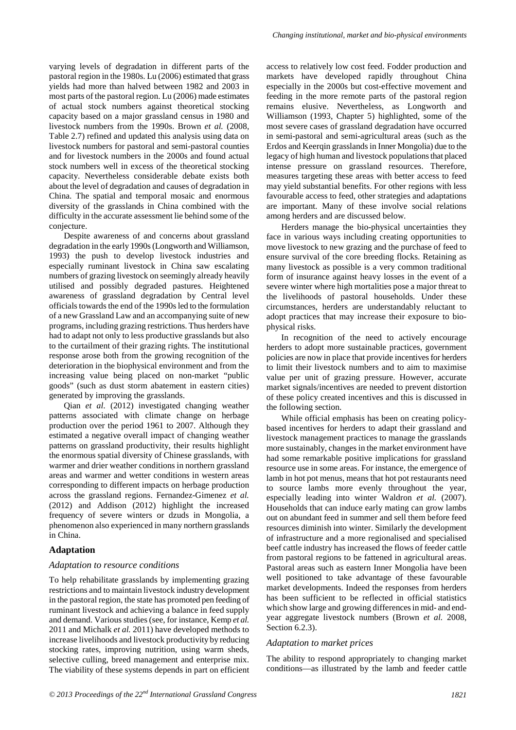varying levels of degradation in different parts of the pastoral region in the 1980s. Lu (2006) estimated that grass yields had more than halved between 1982 and 2003 in most parts of the pastoral region. Lu (2006) made estimates of actual stock numbers against theoretical stocking capacity based on a major grassland census in 1980 and livestock numbers from the 1990s. Brown *et al.* (2008, Table 2.7) refined and updated this analysis using data on livestock numbers for pastoral and semi-pastoral counties and for livestock numbers in the 2000s and found actual stock numbers well in excess of the theoretical stocking capacity. Nevertheless considerable debate exists both about the level of degradation and causes of degradation in China. The spatial and temporal mosaic and enormous diversity of the grasslands in China combined with the difficulty in the accurate assessment lie behind some of the conjecture.

Despite awareness of and concerns about grassland degradation in the early 1990s (Longworth and Williamson, 1993) the push to develop livestock industries and especially ruminant livestock in China saw escalating numbers of grazing livestock on seemingly already heavily utilised and possibly degraded pastures. Heightened awareness of grassland degradation by Central level officials towards the end of the 1990s led to the formulation of a new Grassland Law and an accompanying suite of new programs, including grazing restrictions. Thus herders have had to adapt not only to less productive grasslands but also to the curtailment of their grazing rights. The institutional response arose both from the growing recognition of the deterioration in the biophysical environment and from the increasing value being placed on non-market "public goods" (such as dust storm abatement in eastern cities) generated by improving the grasslands.

Qian *et al.* (2012) investigated changing weather patterns associated with climate change on herbage production over the period 1961 to 2007. Although they estimated a negative overall impact of changing weather patterns on grassland productivity, their results highlight the enormous spatial diversity of Chinese grasslands, with warmer and drier weather conditions in northern grassland areas and warmer and wetter conditions in western areas corresponding to different impacts on herbage production across the grassland regions. Fernandez-Gimenez *et al.* (2012) and Addison (2012) highlight the increased frequency of severe winters or dzuds in Mongolia, a phenomenon also experienced in many northern grasslands in China.

## Adaptation

### *Adaptation to resource conditions*

To help rehabilitate grasslands by implementing grazing restrictions and to maintain livestock industry development in the pastoral region, the state has promoted pen feeding of ruminant livestock and achieving a balance in feed supply and demand. Various studies (see, for instance, Kemp *et al.* 2011 and Michalk *et al.* 2011) have developed methods to increase livelihoods and livestock productivity by reducing stocking rates, improving nutrition, using warm sheds, selective culling, breed management and enterprise mix. The viability of these systems depends in part on efficient access to relatively low cost feed. Fodder production and markets have developed rapidly throughout China especially in the 2000s but cost-effective movement and feeding in the more remote parts of the pastoral region remains elusive. Nevertheless, as Longworth and Williamson (1993, Chapter 5) highlighted, some of the most severe cases of grassland degradation have occurred in semi-pastoral and semi-agricultural areas (such as the Erdos and Keerqin grasslands in Inner Mongolia) due to the legacy of high human and livestock populations that placed intense pressure on grassland resources. Therefore, measures targeting these areas with better access to feed may yield substantial benefits. For other regions with less favourable access to feed, other strategies and adaptations are important. Many of these involve social relations among herders and are discussed below.

Herders manage the bio-physical uncertainties they face in various ways including creating opportunities to move livestock to new grazing and the purchase of feed to ensure survival of the core breeding flocks. Retaining as many livestock as possible is a very common traditional form of insurance against heavy losses in the event of a severe winter where high mortalities pose a major threat to the livelihoods of pastoral households. Under these circumstances, herders are understandably reluctant to adopt practices that may increase their exposure to bio-physical risks.

In recognition of the need to actively encourage herders to adopt more sustainable practices, government policies are now in place that provide incentives for herders to limit their livestock numbers and to aim to maximise value per unit of grazing pressure. However, accurate market signals/incentives are needed to prevent distortion of these policy created incentives and this is discussed in the following section.

While official emphasis has been on creating policy-based incentives for herders to adapt their grassland and livestock management practices to manage the grasslands more sustainably, changes in the market environment have had some remarkable positive implications for grassland resource use in some areas. For instance, the emergence of lamb in hot pot menus, means that hot pot restaurants need to source lambs more evenly throughout the year, especially leading into winter Waldron *et al.* (2007). Households that can induce early mating can grow lambs out on abundant feed in summer and sell them before feed resources diminish into winter. Similarly the development of infrastructure and a more regionalised and specialised beef cattle industry has increased the flows of feeder cattle from pastoral regions to be fattened in agricultural areas. Pastoral areas such as eastern Inner Mongolia have been well positioned to take advantage of these favourable market developments. Indeed the responses from herders has been sufficient to be reflected in official statistics which show large and growing differences in mid- and end-year aggregate livestock numbers (Brown *et al.* 2008, Section 6.2.3).

### *Adaptation to market prices*

The ability to respond appropriately to changing market conditions—as illustrated by the lamb and feeder cattle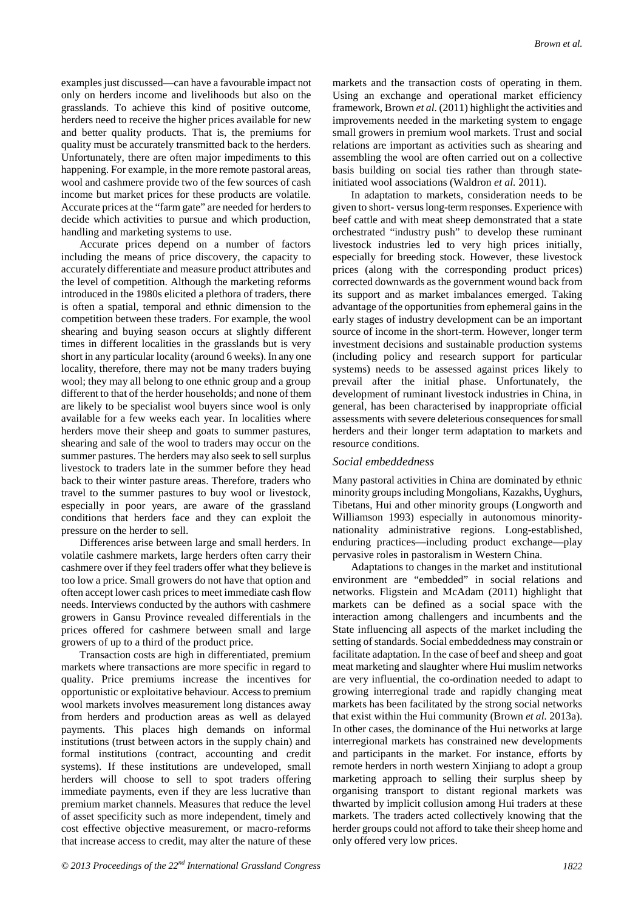examples just discussed—can have a favourable impact not only on herders income and livelihoods but also on the grasslands. To achieve this kind of positive outcome, herders need to receive the higher prices available for new and better quality products. That is, the premiums for quality must be accurately transmitted back to the herders. Unfortunately, there are often major impediments to this happening. For example, in the more remote pastoral areas, wool and cashmere provide two of the few sources of cash income but market prices for these products are volatile. Accurate prices at the "farm gate" are needed for herders to decide which activities to pursue and which production, handling and marketing systems to use.

Accurate prices depend on a number of factors including the means of price discovery, the capacity to accurately differentiate and measure product attributes and the level of competition. Although the marketing reforms introduced in the 1980s elicited a plethora of traders, there is often a spatial, temporal and ethnic dimension to the competition between these traders. For example, the wool shearing and buying season occurs at slightly different times in different localities in the grasslands but is very short in any particular locality (around 6 weeks). In any one locality, therefore, there may not be many traders buying wool; they may all belong to one ethnic group and a group different to that of the herder households; and none of them are likely to be specialist wool buyers since wool is only available for a few weeks each year. In localities where herders move their sheep and goats to summer pastures, shearing and sale of the wool to traders may occur on the summer pastures. The herders may also seek to sell surplus livestock to traders late in the summer before they head back to their winter pasture areas. Therefore, traders who travel to the summer pastures to buy wool or livestock, especially in poor years, are aware of the grassland conditions that herders face and they can exploit the pressure on the herder to sell.

Differences arise between large and small herders. In volatile cashmere markets, large herders often carry their cashmere over if they feel traders offer what they believe is too low a price. Small growers do not have that option and often accept lower cash prices to meet immediate cash flow needs. Interviews conducted by the authors with cashmere growers in Gansu Province revealed differentials in the prices offered for cashmere between small and large growers of up to a third of the product price.

Transaction costs are high in differentiated, premium markets where transactions are more specific in regard to quality. Price premiums increase the incentives for opportunistic or exploitative behaviour. Access to premium wool markets involves measurement long distances away from herders and production areas as well as delayed payments. This places high demands on informal institutions (trust between actors in the supply chain) and formal institutions (contract, accounting and credit systems). If these institutions are undeveloped, small herders will choose to sell to spot traders offering immediate payments, even if they are less lucrative than premium market channels. Measures that reduce the level of asset specificity such as more independent, timely and cost effective objective measurement, or macro-reforms that increase access to credit, may alter the nature of these markets and the transaction costs of operating in them. Using an exchange and operational market efficiency framework, Brown *et al.* (2011) highlight the activities and improvements needed in the marketing system to engage small growers in premium wool markets. Trust and social relations are important as activities such as shearing and assembling the wool are often carried out on a collective basis building on social ties rather than through state-initiated wool associations (Waldron *et al.* 2011).

In adaptation to markets, consideration needs to be given to short- versus long-term responses. Experience with beef cattle and with meat sheep demonstrated that a state orchestrated "industry push" to develop these ruminant livestock industries led to very high prices initially, especially for breeding stock. However, these livestock prices (along with the corresponding product prices) corrected downwards as the government wound back from its support and as market imbalances emerged. Taking advantage of the opportunities from ephemeral gains in the early stages of industry development can be an important source of income in the short-term. However, longer term investment decisions and sustainable production systems (including policy and research support for particular systems) needs to be assessed against prices likely to prevail after the initial phase. Unfortunately, the development of ruminant livestock industries in China, in general, has been characterised by inappropriate official assessments with severe deleterious consequences for small herders and their longer term adaptation to markets and resource conditions.

### *Social embeddedness*

Many pastoral activities in China are dominated by ethnic minority groups including Mongolians, Kazakhs, Uyghurs, Tibetans, Hui and other minority groups (Longworth and Williamson 1993) especially in autonomous minority-nationality administrative regions. Long-established, enduring practices—including product exchange—play pervasive roles in pastoralism in Western China.

Adaptations to changes in the market and institutional environment are "embedded" in social relations and networks. Fligstein and McAdam (2011) highlight that markets can be defined as a social space with the interaction among challengers and incumbents and the State influencing all aspects of the market including the setting of standards. Social embeddedness may constrain or facilitate adaptation. In the case of beef and sheep and goat meat marketing and slaughter where Hui muslim networks are very influential, the co-ordination needed to adapt to growing interregional trade and rapidly changing meat markets has been facilitated by the strong social networks that exist within the Hui community (Brown *et al.* 2013a). In other cases, the dominance of the Hui networks at large interregional markets has constrained new developments and participants in the market. For instance, efforts by remote herders in north western Xinjiang to adopt a group marketing approach to selling their surplus sheep by organising transport to distant regional markets was thwarted by implicit collusion among Hui traders at these markets. The traders acted collectively knowing that the herder groups could not afford to take their sheep home and only offered very low prices.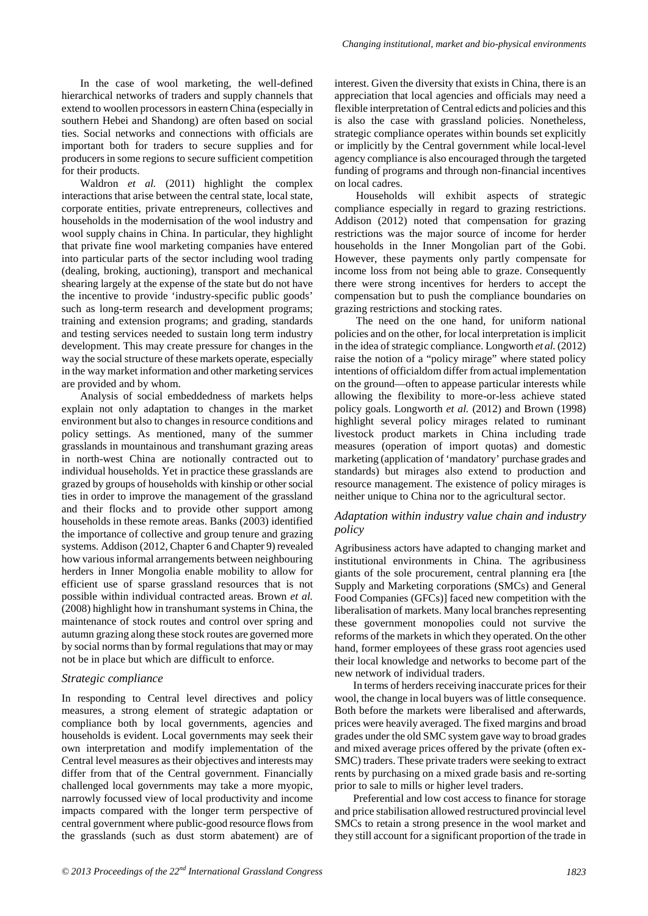In the case of wool marketing, the well-defined hierarchical networks of traders and supply channels that extend to woollen processors in eastern China (especially in southern Hebei and Shandong) are often based on social ties. Social networks and connections with officials are important both for traders to secure supplies and for producers in some regions to secure sufficient competition for their products.

Waldron *et al.* (2011) highlight the complex interactions that arise between the central state, local state, corporate entities, private entrepreneurs, collectives and households in the modernisation of the wool industry and wool supply chains in China. In particular, they highlight that private fine wool marketing companies have entered into particular parts of the sector including wool trading (dealing, broking, auctioning), transport and mechanical shearing largely at the expense of the state but do not have the incentive to provide 'industry-specific public goods' such as long-term research and development programs; training and extension programs; and grading, standards and testing services needed to sustain long term industry development. This may create pressure for changes in the way the social structure of these markets operate, especially in the way market information and other marketing services are provided and by whom.

Analysis of social embeddedness of markets helps explain not only adaptation to changes in the market environment but also to changes in resource conditions and policy settings. As mentioned, many of the summer grasslands in mountainous and transhumant grazing areas in north-west China are notionally contracted out to individual households. Yet in practice these grasslands are grazed by groups of households with kinship or other social ties in order to improve the management of the grassland and their flocks and to provide other support among households in these remote areas. Banks (2003) identified the importance of collective and group tenure and grazing systems. Addison (2012, Chapter 6 and Chapter 9) revealed how various informal arrangements between neighbouring herders in Inner Mongolia enable mobility to allow for efficient use of sparse grassland resources that is not possible within individual contracted areas. Brown *et al.* (2008) highlight how in transhumant systems in China, the maintenance of stock routes and control over spring and autumn grazing along these stock routes are governed more by social norms than by formal regulations that may or may not be in place but which are difficult to enforce.

### *Strategic compliance*

In responding to Central level directives and policy measures, a strong element of strategic adaptation or compliance both by local governments, agencies and households is evident. Local governments may seek their own interpretation and modify implementation of the Central level measures as their objectives and interests may differ from that of the Central government. Financially challenged local governments may take a more myopic, narrowly focussed view of local productivity and income impacts compared with the longer term perspective of central government where public-good resource flows from the grasslands (such as dust storm abatement) are of interest. Given the diversity that exists in China, there is an appreciation that local agencies and officials may need a flexible interpretation of Central edicts and policies and this is also the case with grassland policies. Nonetheless, strategic compliance operates within bounds set explicitly or implicitly by the Central government while local-level agency compliance is also encouraged through the targeted funding of programs and through non-financial incentives on local cadres.

Households will exhibit aspects of strategic compliance especially in regard to grazing restrictions. Addison (2012) noted that compensation for grazing restrictions was the major source of income for herder households in the Inner Mongolian part of the Gobi. However, these payments only partly compensate for income loss from not being able to graze. Consequently there were strong incentives for herders to accept the compensation but to push the compliance boundaries on grazing restrictions and stocking rates.

The need on the one hand, for uniform national policies and on the other, for local interpretation is implicit in the idea of strategic compliance. Longworth *et al.* (2012) raise the notion of a "policy mirage" where stated policy intentions of officialdom differ from actual implementation on the ground—often to appease particular interests while allowing the flexibility to more-or-less achieve stated policy goals. Longworth *et al.* (2012) and Brown (1998) highlight several policy mirages related to ruminant livestock product markets in China including trade measures (operation of import quotas) and domestic marketing (application of 'mandatory' purchase grades and standards) but mirages also extend to production and resource management. The existence of policy mirages is neither unique to China nor to the agricultural sector.

### *Adaptation within industry value chain and industry policy*

Agribusiness actors have adapted to changing market and institutional environments in China. The agribusiness giants of the sole procurement, central planning era [the Supply and Marketing corporations (SMCs) and General Food Companies (GFCs)] faced new competition with the liberalisation of markets. Many local branches representing these government monopolies could not survive the reforms of the markets in which they operated. On the other hand, former employees of these grass root agencies used their local knowledge and networks to become part of the new network of individual traders.

In terms of herders receiving inaccurate prices for their wool, the change in local buyers was of little consequence. Both before the markets were liberalised and afterwards, prices were heavily averaged. The fixed margins and broad grades under the old SMC system gave way to broad grades and mixed average prices offered by the private (often ex-SMC) traders. These private traders were seeking to extract rents by purchasing on a mixed grade basis and re-sorting prior to sale to mills or higher level traders.

Preferential and low cost access to finance for storage and price stabilisation allowed restructured provincial level SMCs to retain a strong presence in the wool market and they still account for a significant proportion of the trade in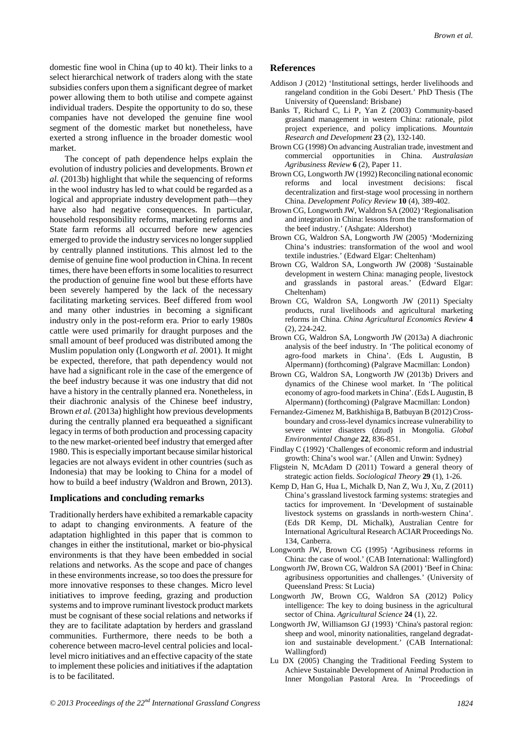domestic fine wool in China (up to 40 kt). Their links to a select hierarchical network of traders along with the state subsidies confers upon them a significant degree of market power allowing them to both utilise and compete against individual traders. Despite the opportunity to do so, these companies have not developed the genuine fine wool segment of the domestic market but nonetheless, have exerted a strong influence in the broader domestic wool market.

The concept of path dependence helps explain the evolution of industry policies and developments. Brown *et al.* (2013b) highlight that while the sequencing of reforms in the wool industry has led to what could be regarded as a logical and appropriate industry development path—they have also had negative consequences. In particular, household responsibility reforms, marketing reforms and State farm reforms all occurred before new agencies emerged to provide the industry services no longer supplied by centrally planned institutions. This almost led to the demise of genuine fine wool production in China. In recent times, there have been efforts in some localities to resurrect the production of genuine fine wool but these efforts have been severely hampered by the lack of the necessary facilitating marketing services. Beef differed from wool and many other industries in becoming a significant industry only in the post-reform era. Prior to early 1980s cattle were used primarily for draught purposes and the small amount of beef produced was distributed among the Muslim population only (Longworth *et al.* 2001). It might be expected, therefore, that path dependency would not have had a significant role in the case of the emergence of the beef industry because it was one industry that did not have a history in the centrally planned era. Nonetheless, in their diachronic analysis of the Chinese beef industry, Brown *et al.* (2013a) highlight how previous developments during the centrally planned era bequeathed a significant legacy in terms of both production and processing capacity to the new market-oriented beef industry that emerged after 1980. This is especially important because similar historical legacies are not always evident in other countries (such as Indonesia) that may be looking to China for a model of how to build a beef industry (Waldron and Brown, 2013).

## Implications and concluding remarks

Traditionally herders have exhibited a remarkable capacity to adapt to changing environments. A feature of the adaptation highlighted in this paper that is common to changes in either the institutional, market or bio-physical environments is that they have been embedded in social relations and networks. As the scope and pace of changes in these environments increase, so too does the pressure for more innovative responses to these changes. Micro level initiatives to improve feeding, grazing and production systems and to improve ruminant livestock product markets must be cognisant of these social relations and networks if they are to facilitate adaptation by herders and grassland communities. Furthermore, there needs to be both a coherence between macro-level central policies and local-level micro initiatives and an effective capacity of the state to implement these policies and initiatives if the adaptation is to be facilitated.

## References

Addison J (2012) 'Institutional settings, herder livelihoods and rangeland condition in the Gobi Desert.' PhD Thesis (The University of Queensland: Brisbane)

Banks T, Richard C, Li P, Yan Z (2003) Community-based grassland management in western China: rationale, pilot project experience, and policy implications. *Mountain Research and Development* **23** (2), 132-140.

Brown CG (1998) On advancing Australian trade, investment and commercial opportunities in China. *Australasian Agribusiness Review* **6** (2), Paper 11.

Brown CG, Longworth JW (1992) Reconciling national economic reforms and local investment decisions: fiscal decentralization and first-stage wool processing in northern China. *Development Policy Review* **10** (4), 389-402.

Brown CG, Longworth JW, Waldron SA (2002) 'Regionalisation and integration in China: lessons from the transformation of the beef industry.' (Ashgate: Aldershot)

Brown CG, Waldron SA, Longworth JW (2005) 'Modernizing China's industries: transformation of the wool and wool textile industries.' (Edward Elgar: Cheltenham)

Brown CG, Waldron SA, Longworth JW (2008) 'Sustainable development in western China: managing people, livestock and grasslands in pastoral areas.' (Edward Elgar: Cheltenham)

Brown CG, Waldron SA, Longworth JW (2011) Specialty products, rural livelihoods and agricultural marketing reforms in China. *China Agricultural Economics Review* **4** (2), 224-242.

Brown CG, Waldron SA, Longworth JW (2013a) A diachronic analysis of the beef industry. In 'The political economy of agro-food markets in China'. (Eds L Augustin, B Alpermann) (forthcoming) (Palgrave Macmillan: London)

Brown CG, Waldron SA, Longworth JW (2013b) Drivers and dynamics of the Chinese wool market. In 'The political economy of agro-food markets in China'. (Eds L Augustin, B Alpermann) (forthcoming) (Palgrave Macmillan: London)

Fernandez-Gimenez M, Batkhishiga B, Batbuyan B (2012) Cross-boundary and cross-level dynamics increase vulnerability to severe winter disasters (dzud) in Mongolia. *Global Environmental Change* **22**, 836-851.

Findlay C (1992) 'Challenges of economic reform and industrial growth: China's wool war.' (Allen and Unwin: Sydney)

Fligstein N, McAdam D (2011) Toward a general theory of strategic action fields. *Sociological Theory* **29** (1), 1-26.

Kemp D, Han G, Hua L, Michalk D, Nan Z, Wu J, Xu, Z (2011) China's grassland livestock farming systems: strategies and tactics for improvement. In 'Development of sustainable livestock systems on grasslands in north-western China'. (Eds DR Kemp, DL Michalk), Australian Centre for International Agricultural Research ACIAR Proceedings No. 134, Canberra.

Longworth JW, Brown CG (1995) 'Agribusiness reforms in China: the case of wool.' (CAB International: Wallingford)

Longworth JW, Brown CG, Waldron SA (2001) 'Beef in China: agribusiness opportunities and challenges.' (University of Queensland Press: St Lucia)

Longworth JW, Brown CG, Waldron SA (2012) Policy intelligence: The key to doing business in the agricultural sector of China. *Agricultural Science* **24** (1), 22.

Longworth JW, Williamson GJ (1993) 'China's pastoral region: sheep and wool, minority nationalities, rangeland degradation and sustainable development.' (CAB International: Wallingford)

Lu DX (2005) Changing the Traditional Feeding System to Achieve Sustainable Development of Animal Production in Inner Mongolian Pastoral Area. In 'Proceedings of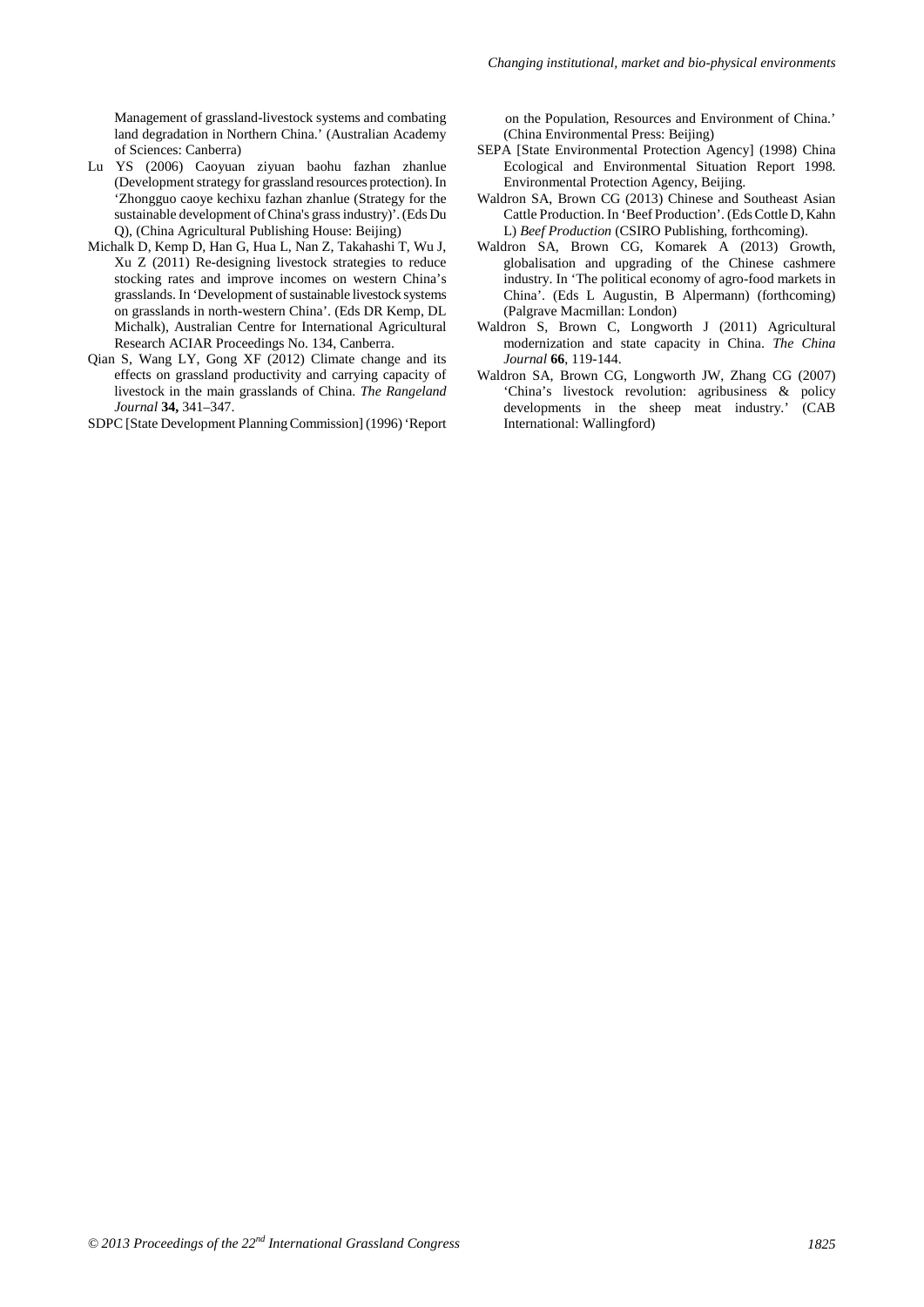Management of grassland-livestock systems and combating land degradation in Northern China.' (Australian Academy of Sciences: Canberra)

Lu YS (2006) Caoyuan ziyuan baohu fazhan zhanlue (Development strategy for grassland resources protection). In 'Zhongguo caoye kechixu fazhan zhanlue (Strategy for the sustainable development of China's grass industry)'. (Eds Du Q), (China Agricultural Publishing House: Beijing)

Michalk D, Kemp D, Han G, Hua L, Nan Z, Takahashi T, Wu J, Xu Z (2011) Re-designing livestock strategies to reduce stocking rates and improve incomes on western China's grasslands. In 'Development of sustainable livestock systems on grasslands in north-western China'. (Eds DR Kemp, DL Michalk), Australian Centre for International Agricultural Research ACIAR Proceedings No. 134, Canberra.

Qian S, Wang LY, Gong XF (2012) Climate change and its effects on grassland productivity and carrying capacity of livestock in the main grasslands of China. *The Rangeland Journal* **34,** 341–347.

SDPC [State Development Planning Commission] (1996) 'Report on the Population, Resources and Environment of China.' (China Environmental Press: Beijing)

SEPA [State Environmental Protection Agency] (1998) China Ecological and Environmental Situation Report 1998. Environmental Protection Agency, Beijing.

Waldron SA, Brown CG (2013) Chinese and Southeast Asian Cattle Production. In 'Beef Production'. (Eds Cottle D, Kahn L) *Beef Production* (CSIRO Publishing, forthcoming).

Waldron SA, Brown CG, Komarek A (2013) Growth, globalisation and upgrading of the Chinese cashmere industry. In 'The political economy of agro-food markets in China'. (Eds L Augustin, B Alpermann) (forthcoming) (Palgrave Macmillan: London)

Waldron S, Brown C, Longworth J (2011) Agricultural modernization and state capacity in China. *The China Journal* **66**, 119-144.

Waldron SA, Brown CG, Longworth JW, Zhang CG (2007) 'China's livestock revolution: agribusiness & policy developments in the sheep meat industry.' (CAB International: Wallingford)